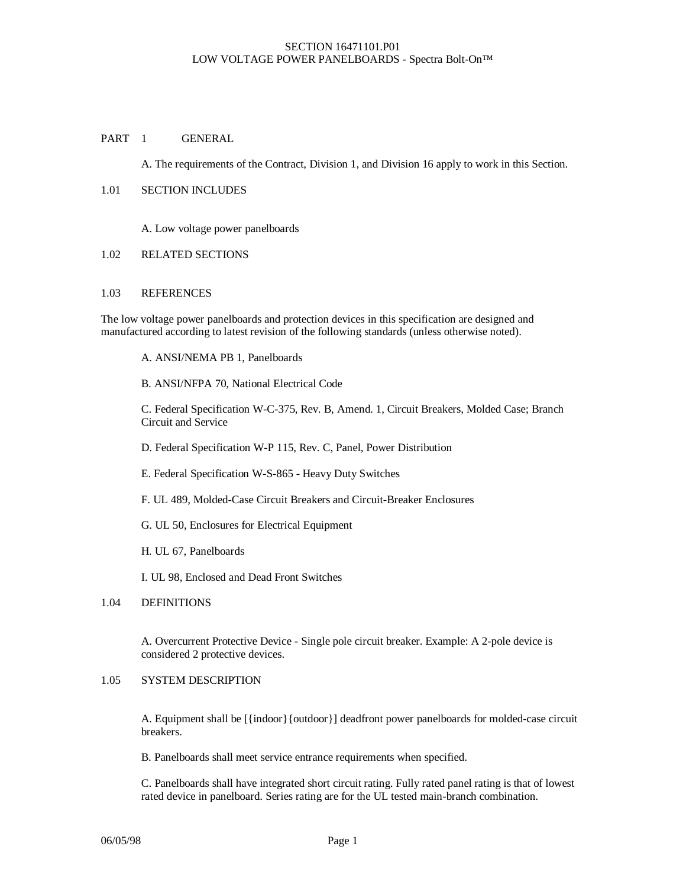# SECTION 16471101.P01
# LOW VOLTAGE POWER PANELBOARDS - Spectra Bolt-On™

## PART 1 GENERAL

A. The requirements of the Contract, Division 1, and Division 16 apply to work in this Section.

### 1.01 SECTION INCLUDES

A. Low voltage power panelboards

### 1.02 RELATED SECTIONS

### 1.03 REFERENCES

The low voltage power panelboards and protection devices in this specification are designed and manufactured according to latest revision of the following standards (unless otherwise noted).

A. ANSI/NEMA PB 1, Panelboards

B. ANSI/NFPA 70, National Electrical Code

C. Federal Specification W-C-375, Rev. B, Amend. 1, Circuit Breakers, Molded Case; Branch Circuit and Service

D. Federal Specification W-P 115, Rev. C, Panel, Power Distribution

E. Federal Specification W-S-865 - Heavy Duty Switches

F. UL 489, Molded-Case Circuit Breakers and Circuit-Breaker Enclosures

G. UL 50, Enclosures for Electrical Equipment

H. UL 67, Panelboards

I. UL 98, Enclosed and Dead Front Switches

### 1.04 DEFINITIONS

A. Overcurrent Protective Device - Single pole circuit breaker. Example: A 2-pole device is considered 2 protective devices.

### 1.05 SYSTEM DESCRIPTION

A. Equipment shall be [{indoor}{outdoor}] deadfront power panelboards for molded-case circuit breakers.

B. Panelboards shall meet service entrance requirements when specified.

C. Panelboards shall have integrated short circuit rating. Fully rated panel rating is that of lowest rated device in panelboard. Series rating are for the UL tested main-branch combination.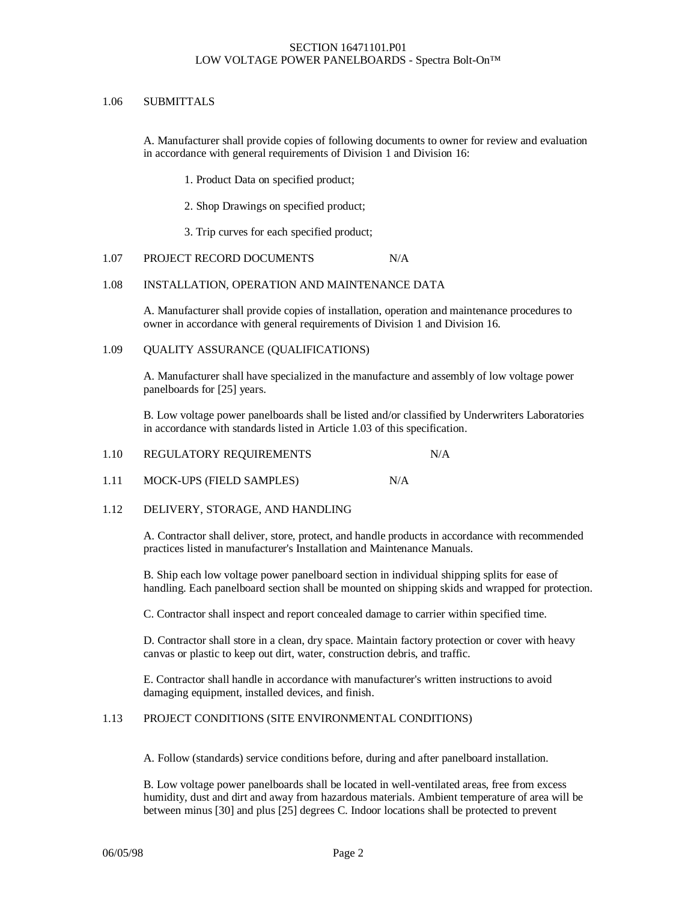### 1.06 SUBMITTALS

A. Manufacturer shall provide copies of following documents to owner for review and evaluation in accordance with general requirements of Division 1 and Division 16:

1. Product Data on specified product;
2. Shop Drawings on specified product;
3. Trip curves for each specified product;

### 1.07 PROJECT RECORD DOCUMENTS N/A

### 1.08 INSTALLATION, OPERATION AND MAINTENANCE DATA

A. Manufacturer shall provide copies of installation, operation and maintenance procedures to owner in accordance with general requirements of Division 1 and Division 16.

### 1.09 QUALITY ASSURANCE (QUALIFICATIONS)

A. Manufacturer shall have specialized in the manufacture and assembly of low voltage power panelboards for [25] years.

B. Low voltage power panelboards shall be listed and/or classified by Underwriters Laboratories in accordance with standards listed in Article 1.03 of this specification.

### 1.10 REGULATORY REQUIREMENTS N/A

### 1.11 MOCK-UPS (FIELD SAMPLES) N/A

### 1.12 DELIVERY, STORAGE, AND HANDLING

A. Contractor shall deliver, store, protect, and handle products in accordance with recommended practices listed in manufacturer's Installation and Maintenance Manuals.

B. Ship each low voltage power panelboard section in individual shipping splits for ease of handling. Each panelboard section shall be mounted on shipping skids and wrapped for protection.

C. Contractor shall inspect and report concealed damage to carrier within specified time.

D. Contractor shall store in a clean, dry space. Maintain factory protection or cover with heavy canvas or plastic to keep out dirt, water, construction debris, and traffic.

E. Contractor shall handle in accordance with manufacturer's written instructions to avoid damaging equipment, installed devices, and finish.

### 1.13 PROJECT CONDITIONS (SITE ENVIRONMENTAL CONDITIONS)

A. Follow (standards) service conditions before, during and after panelboard installation.

B. Low voltage power panelboards shall be located in well-ventilated areas, free from excess humidity, dust and dirt and away from hazardous materials. Ambient temperature of area will be between minus [30] and plus [25] degrees C. Indoor locations shall be protected to prevent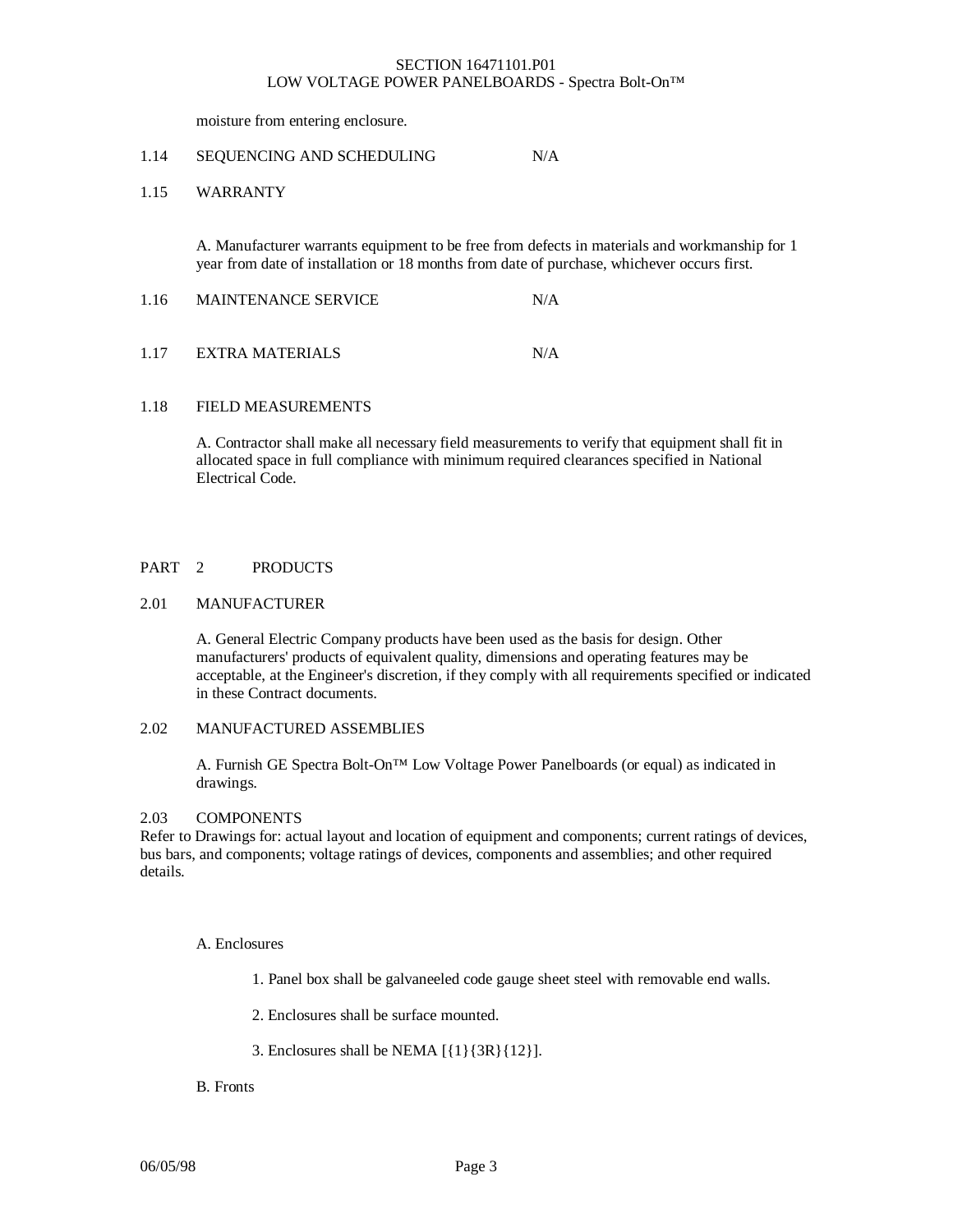moisture from entering enclosure.

1.14 SEQUENCING AND SCHEDULING N/A

1.15 WARRANTY

A. Manufacturer warrants equipment to be free from defects in materials and workmanship for 1 year from date of installation or 18 months from date of purchase, whichever occurs first.

1.16 MAINTENANCE SERVICE N/A

1.17 EXTRA MATERIALS N/A

1.18 FIELD MEASUREMENTS

A. Contractor shall make all necessary field measurements to verify that equipment shall fit in allocated space in full compliance with minimum required clearances specified in National Electrical Code.

## PART 2 PRODUCTS

2.01 MANUFACTURER

A. General Electric Company products have been used as the basis for design. Other manufacturers' products of equivalent quality, dimensions and operating features may be acceptable, at the Engineer's discretion, if they comply with all requirements specified or indicated in these Contract documents.

2.02 MANUFACTURED ASSEMBLIES

A. Furnish GE Spectra Bolt-On™ Low Voltage Power Panelboards (or equal) as indicated in drawings.

2.03 COMPONENTS

Refer to Drawings for: actual layout and location of equipment and components; current ratings of devices, bus bars, and components; voltage ratings of devices, components and assemblies; and other required details.

A. Enclosures

1. Panel box shall be galvaneeled code gauge sheet steel with removable end walls.

2. Enclosures shall be surface mounted.

3. Enclosures shall be NEMA [{1}{3R}{12}].

B. Fronts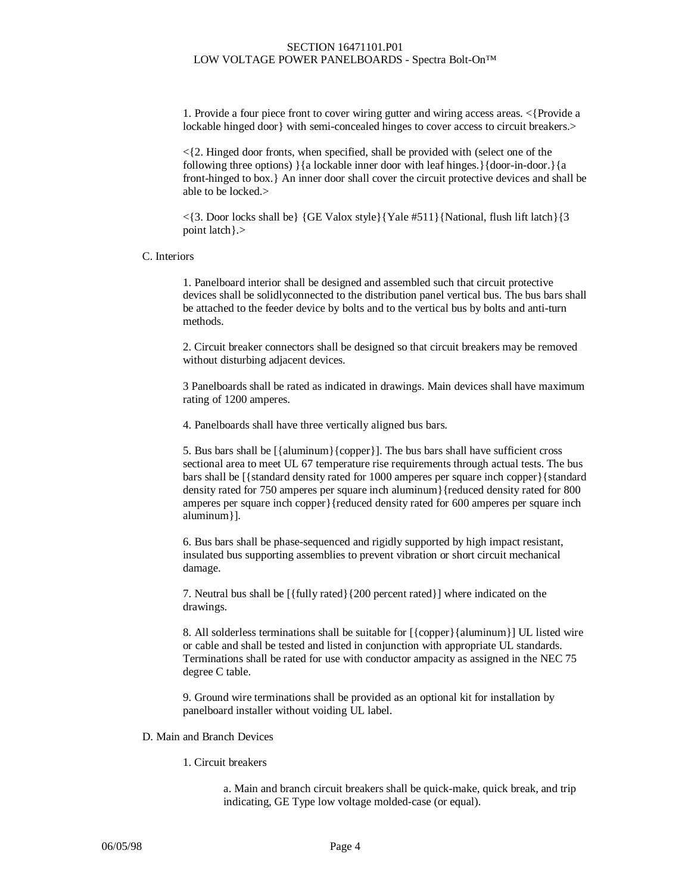1. Provide a four piece front to cover wiring gutter and wiring access areas. <{Provide a lockable hinged door} with semi-concealed hinges to cover access to circuit breakers.>

<{2. Hinged door fronts, when specified, shall be provided with (select one of the following three options) }{a lockable inner door with leaf hinges.}{door-in-door.}{a front-hinged to box.} An inner door shall cover the circuit protective devices and shall be able to be locked.>

<{3. Door locks shall be} {GE Valox style}{Yale #511}{National, flush lift latch}{3 point latch}.>

C. Interiors

1. Panelboard interior shall be designed and assembled such that circuit protective devices shall be solidlyconnected to the distribution panel vertical bus. The bus bars shall be attached to the feeder device by bolts and to the vertical bus by bolts and anti-turn methods.

2. Circuit breaker connectors shall be designed so that circuit breakers may be removed without disturbing adjacent devices.

3 Panelboards shall be rated as indicated in drawings. Main devices shall have maximum rating of 1200 amperes.

4. Panelboards shall have three vertically aligned bus bars.

5. Bus bars shall be [{aluminum}{copper}]. The bus bars shall have sufficient cross sectional area to meet UL 67 temperature rise requirements through actual tests. The bus bars shall be [{standard density rated for 1000 amperes per square inch copper}{standard density rated for 750 amperes per square inch aluminum}{reduced density rated for 800 amperes per square inch copper}{reduced density rated for 600 amperes per square inch aluminum}].

6. Bus bars shall be phase-sequenced and rigidly supported by high impact resistant, insulated bus supporting assemblies to prevent vibration or short circuit mechanical damage.

7. Neutral bus shall be [{fully rated}{200 percent rated}] where indicated on the drawings.

8. All solderless terminations shall be suitable for [{copper}{aluminum}] UL listed wire or cable and shall be tested and listed in conjunction with appropriate UL standards. Terminations shall be rated for use with conductor ampacity as assigned in the NEC 75 degree C table.

9. Ground wire terminations shall be provided as an optional kit for installation by panelboard installer without voiding UL label.

D. Main and Branch Devices

1. Circuit breakers

a. Main and branch circuit breakers shall be quick-make, quick break, and trip indicating, GE Type low voltage molded-case (or equal).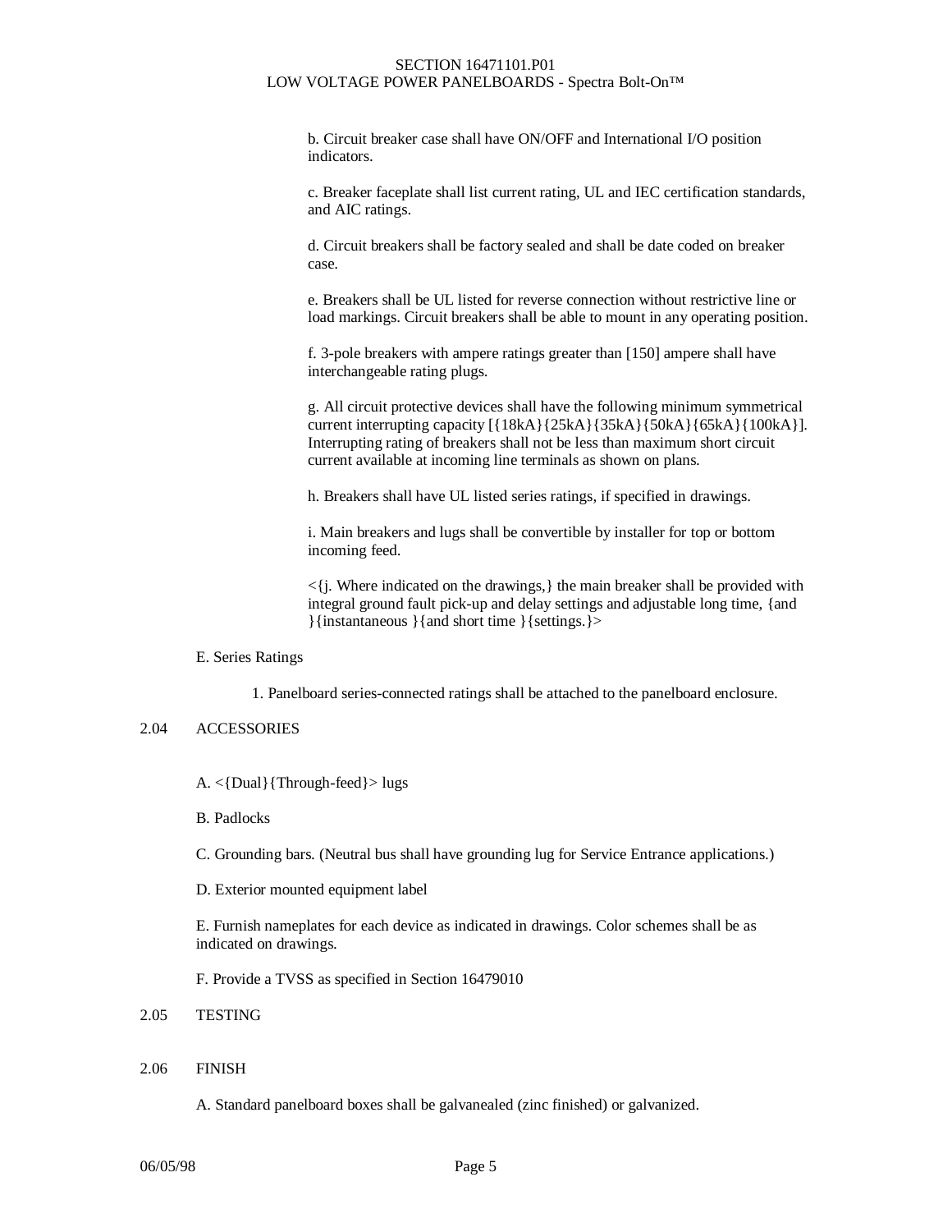b. Circuit breaker case shall have ON/OFF and International I/O position indicators.

c. Breaker faceplate shall list current rating, UL and IEC certification standards, and AIC ratings.

d. Circuit breakers shall be factory sealed and shall be date coded on breaker case.

e. Breakers shall be UL listed for reverse connection without restrictive line or load markings. Circuit breakers shall be able to mount in any operating position.

f. 3-pole breakers with ampere ratings greater than [150] ampere shall have interchangeable rating plugs.

g. All circuit protective devices shall have the following minimum symmetrical current interrupting capacity [{18kA}{25kA}{35kA}{50kA}{65kA}{100kA}]. Interrupting rating of breakers shall not be less than maximum short circuit current available at incoming line terminals as shown on plans.

h. Breakers shall have UL listed series ratings, if specified in drawings.

i. Main breakers and lugs shall be convertible by installer for top or bottom incoming feed.

<{j. Where indicated on the drawings,} the main breaker shall be provided with integral ground fault pick-up and delay settings and adjustable long time, {and }{instantaneous }{and short time }{settings.}>

E. Series Ratings

1. Panelboard series-connected ratings shall be attached to the panelboard enclosure.

2.04 ACCESSORIES

A. <{Dual}{Through-feed}> lugs

B. Padlocks

C. Grounding bars. (Neutral bus shall have grounding lug for Service Entrance applications.)

D. Exterior mounted equipment label

E. Furnish nameplates for each device as indicated in drawings. Color schemes shall be as indicated on drawings.

F. Provide a TVSS as specified in Section 16479010

2.05 TESTING

2.06 FINISH

A. Standard panelboard boxes shall be galvanealed (zinc finished) or galvanized.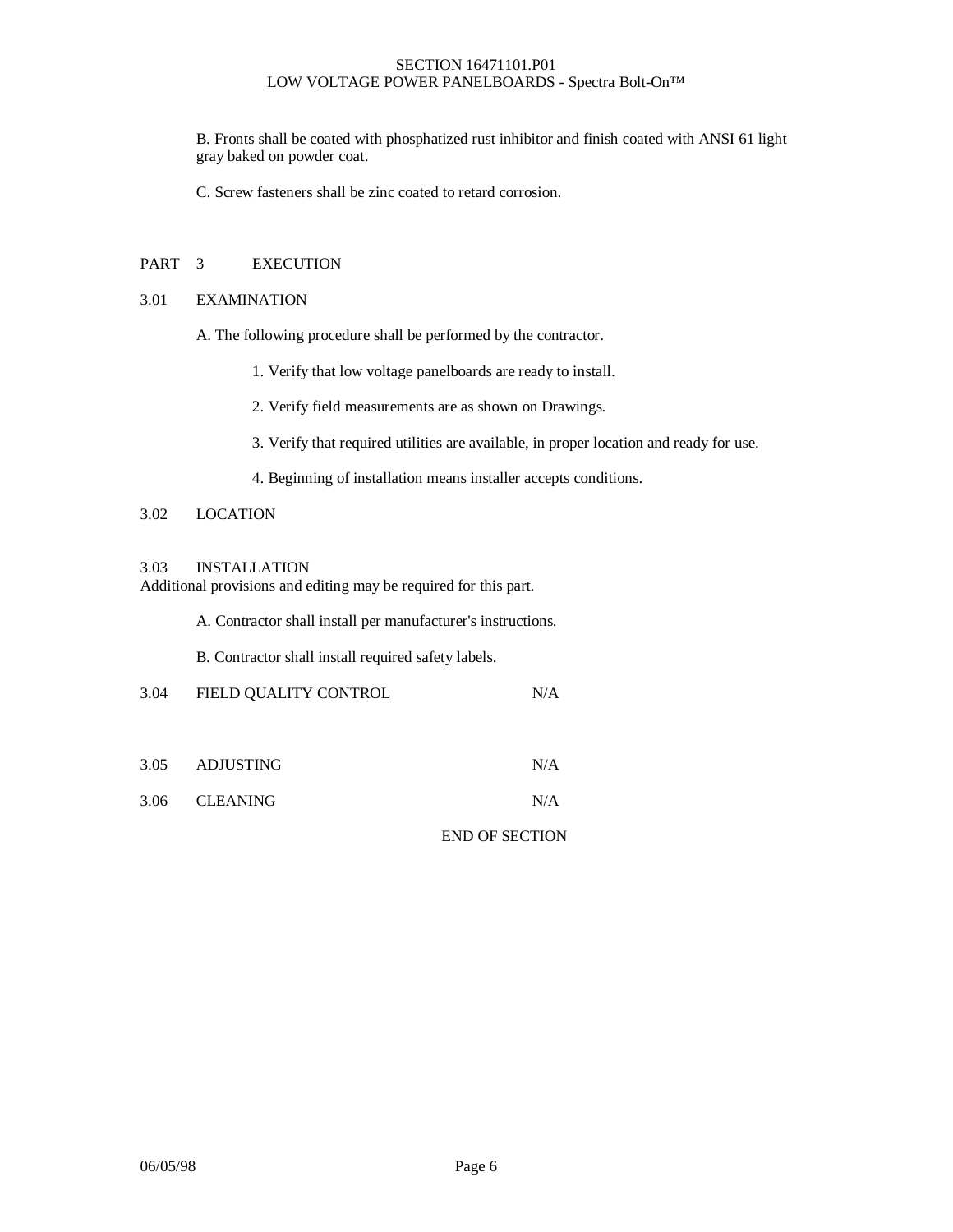B. Fronts shall be coated with phosphatized rust inhibitor and finish coated with ANSI 61 light gray baked on powder coat.

C. Screw fasteners shall be zinc coated to retard corrosion.

## PART 3 EXECUTION

### 3.01 EXAMINATION

A. The following procedure shall be performed by the contractor.

1. Verify that low voltage panelboards are ready to install.

2. Verify field measurements are as shown on Drawings.

3. Verify that required utilities are available, in proper location and ready for use.

4. Beginning of installation means installer accepts conditions.

### 3.02 LOCATION

### 3.03 INSTALLATION

Additional provisions and editing may be required for this part.

A. Contractor shall install per manufacturer's instructions.

B. Contractor shall install required safety labels.

### 3.04 FIELD QUALITY CONTROL N/A

### 3.05 ADJUSTING N/A

### 3.06 CLEANING N/A

END OF SECTION